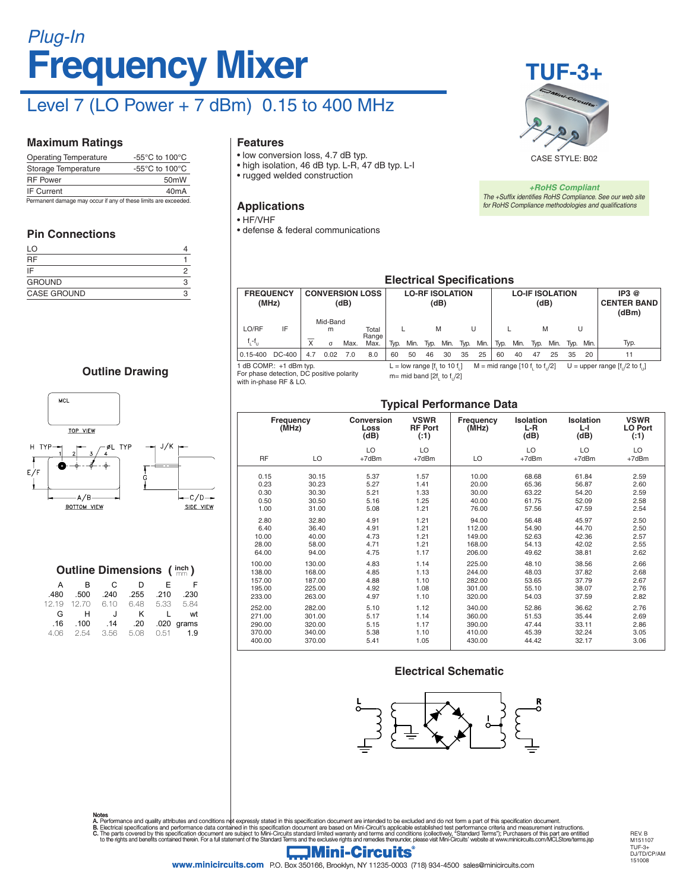*Plug-In*

# Frequency Mixer

## Level 7 (LO Power + 7 dBm) 0.15 to 400 MHz

# TUF-3+

CASE STYLE: B02

***+RoHS Compliant***
*The +Suffix identifies RoHS Compliance. See our web site for RoHS Compliance methodologies and qualifications*

### Maximum Ratings

| | |
|---|---|
| Operating Temperature | -55°C to 100°C |
| Storage Temperature | -55°C to 100°C |
| RF Power | 50mW |
| IF Current | 40mA |

Permanent damage may occur if any of these limits are exceeded.

### Pin Connections

| | |
|---|---|
| LO | 4 |
| RF | 1 |
| IF | 2 |
| GROUND | 3 |
| CASE GROUND | 3 |

### Features

- low conversion loss, 4.7 dB typ.
- high isolation, 46 dB typ. L-R, 47 dB typ. L-I
- rugged welded construction

### Applications

- HF/VHF
- defense & federal communications

### Electrical Specifications

| FREQUENCY (MHz) | | CONVERSION LOSS (dB) | | | | LO-RF ISOLATION (dB) | | | | | | LO-IF ISOLATION (dB) | | | | | | IP3 @ CENTER BAND (dBm) |
|---|---|---|---|---|---|---|---|---|---|---|---|---|---|---|---|---|---|---|
| LO/RF | IF | Mid-Band m | | | Total Range | L | | M | | U | | L | | M | | U | | |
| $f_L$-$f_U$ | | $\bar{X}$ | σ | Max. | Max. | Typ. | Min. | Typ. | Min. | Typ. | Min. | Typ. | Min. | Typ. | Min. | Typ. | Min. | Typ. |
| 0.15-400 | DC-400 | 4.7 | 0.02 | 7.0 | 8.0 | 60 | 50 | 46 | 30 | 35 | 25 | 60 | 40 | 47 | 25 | 35 | 20 | 11 |

1 dB COMP.: +1 dBm typ.
For phase detection, DC positive polarity with in-phase RF & LO.

L = low range [$f_L$ to 10 $f_L$] M = mid range [10 $f_L$ to $f_U$/2] U = upper range [$f_U$/2 to $f_U$]
m= mid band [2$f_L$ to $f_U$/2]

### Outline Drawing

### Outline Dimensions (inch / mm)

| A | B | C | D | E | F |
|---|---|---|---|---|---|
| .480 | .500 | .240 | .255 | .210 | .230 |
| 12.19 | 12.70 | 6.10 | 6.48 | 5.33 | 5.84 |
| **G** | **H** | **J** | **K** | **L** | **wt** |
| .16 | .100 | .14 | .20 | .020 | grams |
| 4.06 | 2.54 | 3.56 | 5.08 | 0.51 | 1.9 |

### Typical Performance Data

| Frequency (MHz) RF | Frequency (MHz) LO | Conversion Loss (dB) LO +7dBm | VSWR RF Port (:1) LO +7dBm | Frequency (MHz) LO | Isolation L-R (dB) LO +7dBm | Isolation L-I (dB) LO +7dBm | VSWR LO Port (:1) LO +7dBm |
|---|---|---|---|---|---|---|---|
| 0.15 | 30.15 | 5.37 | 1.57 | 10.00 | 68.68 | 61.84 | 2.59 |
| 0.23 | 30.23 | 5.27 | 1.41 | 20.00 | 65.36 | 56.87 | 2.60 |
| 0.30 | 30.30 | 5.21 | 1.33 | 30.00 | 63.22 | 54.20 | 2.59 |
| 0.50 | 30.50 | 5.16 | 1.25 | 40.00 | 61.75 | 52.09 | 2.58 |
| 1.00 | 31.00 | 5.08 | 1.21 | 76.00 | 57.56 | 47.59 | 2.54 |
| 2.80 | 32.80 | 4.91 | 1.21 | 94.00 | 56.48 | 45.97 | 2.50 |
| 6.40 | 36.40 | 4.91 | 1.21 | 112.00 | 54.90 | 44.70 | 2.50 |
| 10.00 | 40.00 | 4.73 | 1.21 | 149.00 | 52.63 | 42.36 | 2.57 |
| 28.00 | 58.00 | 4.71 | 1.21 | 168.00 | 54.13 | 42.02 | 2.55 |
| 64.00 | 94.00 | 4.75 | 1.17 | 206.00 | 49.62 | 38.81 | 2.62 |
| 100.00 | 130.00 | 4.83 | 1.14 | 225.00 | 48.10 | 38.56 | 2.66 |
| 138.00 | 168.00 | 4.85 | 1.13 | 244.00 | 48.03 | 37.82 | 2.68 |
| 157.00 | 187.00 | 4.88 | 1.10 | 282.00 | 53.65 | 37.79 | 2.67 |
| 195.00 | 225.00 | 4.92 | 1.08 | 301.00 | 55.10 | 38.07 | 2.76 |
| 233.00 | 263.00 | 4.97 | 1.10 | 320.00 | 54.03 | 37.59 | 2.82 |
| 252.00 | 282.00 | 5.10 | 1.12 | 340.00 | 52.86 | 36.62 | 2.76 |
| 271.00 | 301.00 | 5.17 | 1.14 | 360.00 | 51.53 | 35.44 | 2.69 |
| 290.00 | 320.00 | 5.15 | 1.17 | 390.00 | 47.44 | 33.11 | 2.86 |
| 370.00 | 340.00 | 5.38 | 1.10 | 410.00 | 45.39 | 32.24 | 3.05 |
| 400.00 | 370.00 | 5.41 | 1.05 | 430.00 | 44.42 | 32.17 | 3.06 |

### Electrical Schematic

**Notes**
**A.** Performance and quality attributes and conditions not expressly stated in this specification document are intended to be excluded and do not form a part of this specification document.
**B.** Electrical specifications and performance data contained in this specification document are based on Mini-Circuit's applicable established test performance criteria and measurement instructions.
**C.** The parts covered by this specification document are subject to Mini-Circuits standard limited warranty and terms and conditions (collectively, "Standard Terms"); Purchasers of this part are entitled to the rights and benefits contained therein. For a full statement of the Standard Terms and the exclusive rights and remedies thereunder, please visit Mini-Circuits' website at www.minicircuits.com/MCLStore/terms.jsp

Mini-Circuits®
www.minicircuits.com P.O. Box 350166, Brooklyn, NY 11235-0003 (718) 934-4500 sales@minicircuits.com

REV. B
M151107
TUF-3+
DJ/TD/CP/AM
151008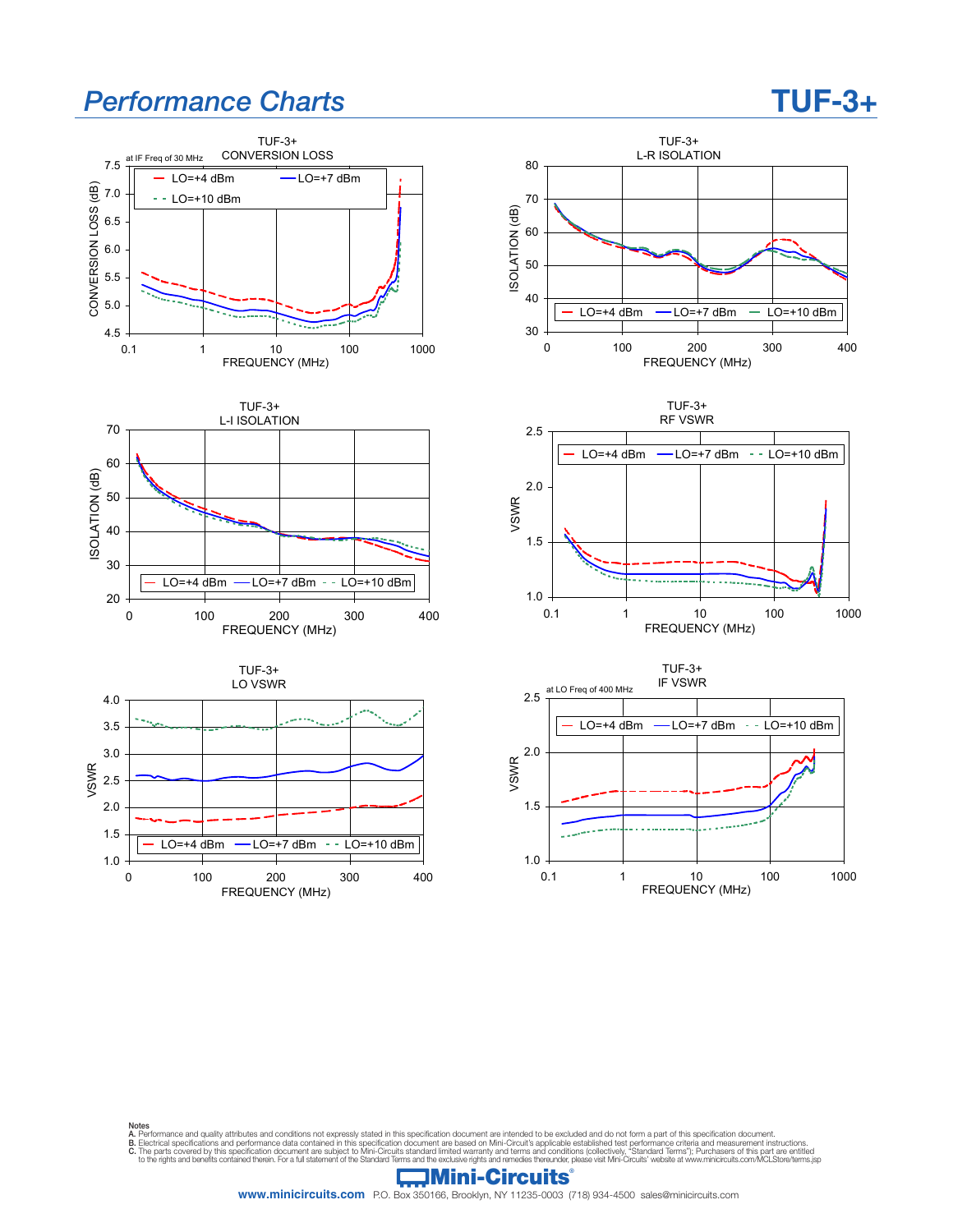# Performance Charts

**TUF-3+**

TUF-3+
CONVERSION LOSS
at IF Freq of 30 MHz

CONVERSION LOSS (dB)
7.5
7.0
6.5
6.0
5.5
5.0
4.5
0.1 1 10 100 1000
FREQUENCY (MHz)
LO=+4 dBm
LO=+7 dBm
LO=+10 dBm

TUF-3+
L-R ISOLATION

ISOLATION (dB)
80
70
60
50
40
30
0 100 200 300 400
FREQUENCY (MHz)
LO=+4 dBm
LO=+7 dBm
LO=+10 dBm

TUF-3+
L-I ISOLATION

ISOLATION (dB)
70
60
50
40
30
20
0 100 200 300 400
FREQUENCY (MHz)
LO=+4 dBm
LO=+7 dBm
LO=+10 dBm

TUF-3+
RF VSWR

VSWR
2.5
2.0
1.5
1.0
0.1 1 10 100 1000
FREQUENCY (MHz)
LO=+4 dBm
LO=+7 dBm
LO=+10 dBm

TUF-3+
LO VSWR

VSWR
4.0
3.5
3.0
2.5
2.0
1.5
1.0
0 100 200 300 400
FREQUENCY (MHz)
LO=+4 dBm
LO=+7 dBm
LO=+10 dBm

TUF-3+
IF VSWR
at LO Freq of 400 MHz

VSWR
2.5
2.0
1.5
1.0
0.1 1 10 100 1000
FREQUENCY (MHz)
LO=+4 dBm
LO=+7 dBm
LO=+10 dBm

Notes
A. Performance and quality attributes and conditions not expressly stated in this specification document are intended to be excluded and do not form a part of this specification document.
B. Electrical specifications and performance data contained in this specification document are based on Mini-Circuit's applicable established test performance criteria and measurement instructions.
C. The parts covered by this specification document are subject to Mini-Circuits standard limited warranty and terms and conditions (collectively, "Standard Terms"); Purchasers of this part are entitled to the rights and benefits contained therein. For a full statement of the Standard Terms and the exclusive rights and remedies thereunder, please visit Mini-Circuits' website at www.minicircuits.com/MCLStore/terms.jsp

Mini-Circuits®

www.minicircuits.com P.O. Box 350166, Brooklyn, NY 11235-0003 (718) 934-4500 sales@minicircuits.com